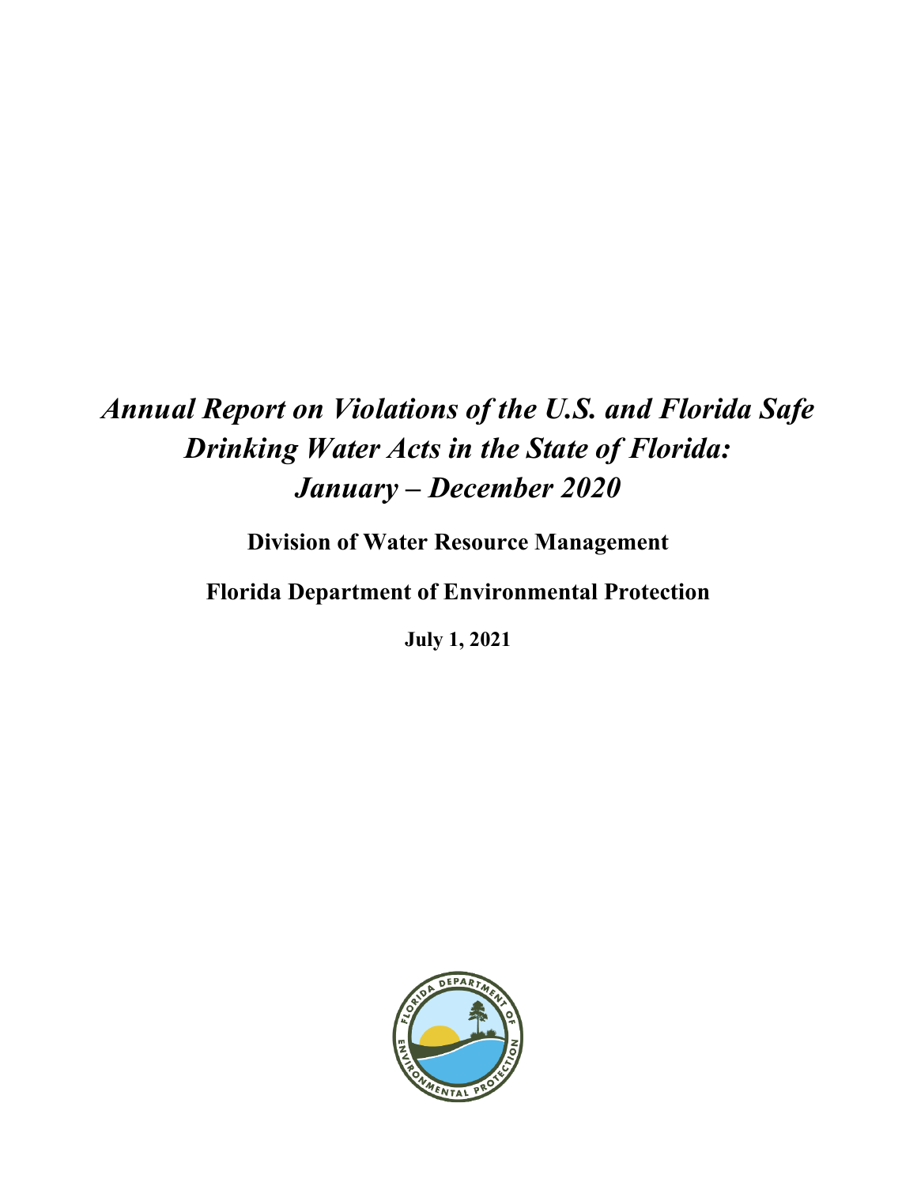# *Annual Report on Violations of the U.S. and Florida Safe Drinking Water Acts in the State of Florida: January – December 2020*

**Division of Water Resource Management**

**Florida Department of Environmental Protection**

**July 1, 2021**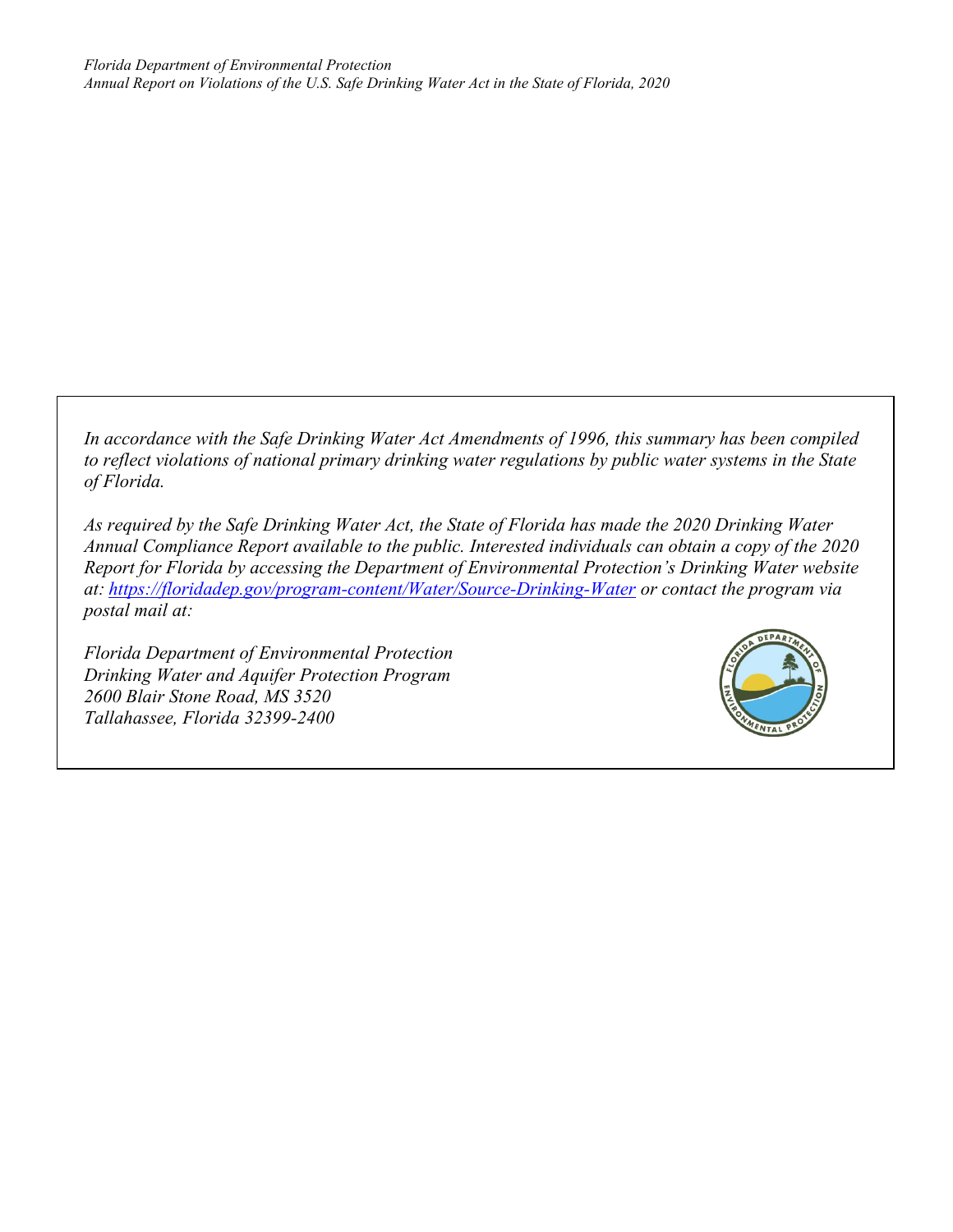*In accordance with the Safe Drinking Water Act Amendments of 1996, this summary has been compiled to reflect violations of national primary drinking water regulations by public water systems in the State of Florida.*

*As required by the Safe Drinking Water Act, the State of Florida has made the 2020 Drinking Water Annual Compliance Report available to the public. Interested individuals can obtain a copy of the 2020 Report for Florida by accessing the Department of Environmental Protection's Drinking Water website at: [https://floridadep.gov/program-content/Water/Source-Drinking-Water](https://floridadep.gov/program-content/Water/Source-Drinking-Water) or contact the program via postal mail at:*

*Florida Department of Environmental Protection*
*Drinking Water and Aquifer Protection Program*
*2600 Blair Stone Road, MS 3520*
*Tallahassee, Florida 32399-2400*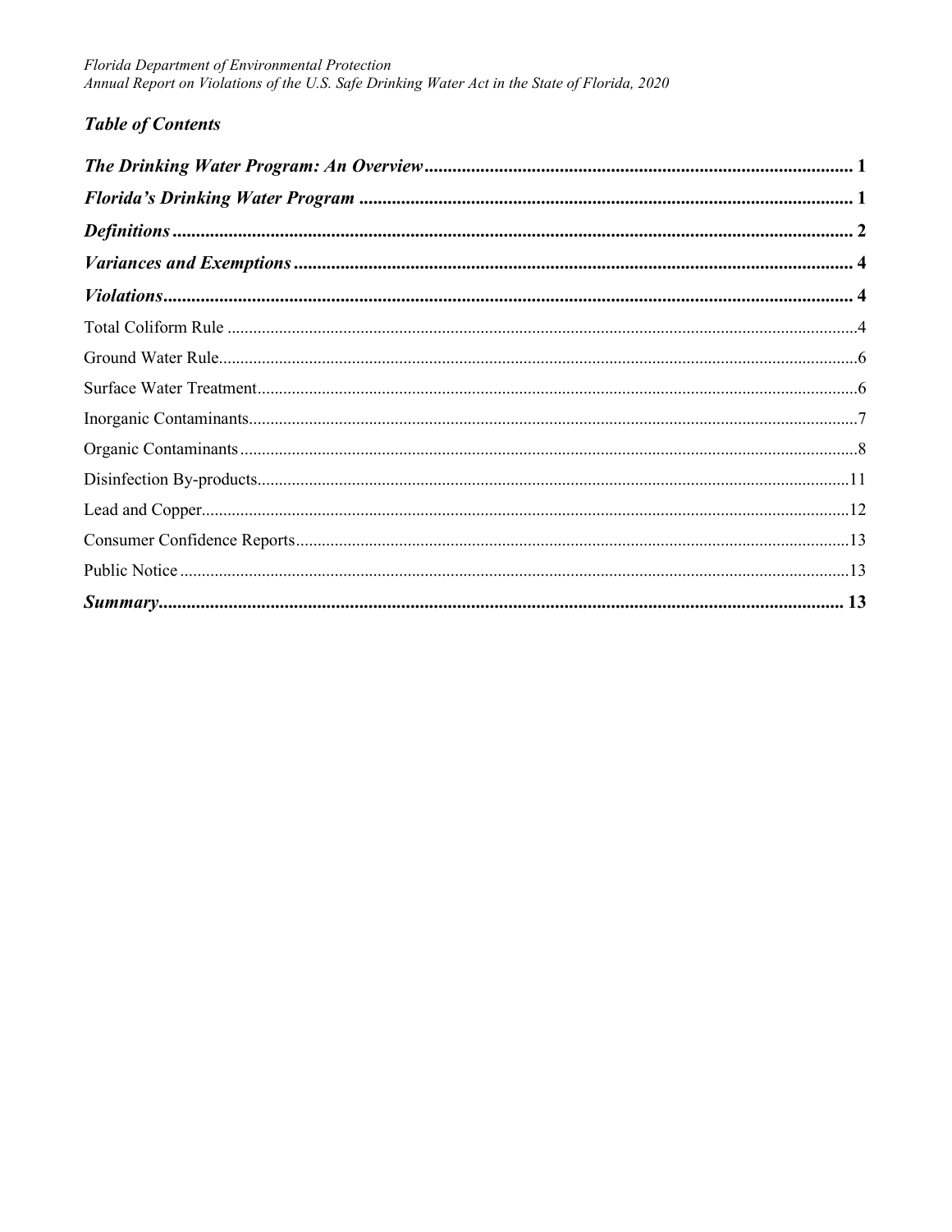## *Table of Contents*

***The Drinking Water Program: An Overview*** ..... **1**

***Florida's Drinking Water Program*** ..... **1**

***Definitions*** ..... **2**

***Variances and Exemptions*** ..... **4**

***Violations*** ..... **4**

Total Coliform Rule ..... 4

Ground Water Rule ..... 6

Surface Water Treatment ..... 6

Inorganic Contaminants ..... 7

Organic Contaminants ..... 8

Disinfection By-products ..... 11

Lead and Copper ..... 12

Consumer Confidence Reports ..... 13

Public Notice ..... 13

***Summary*** ..... **13**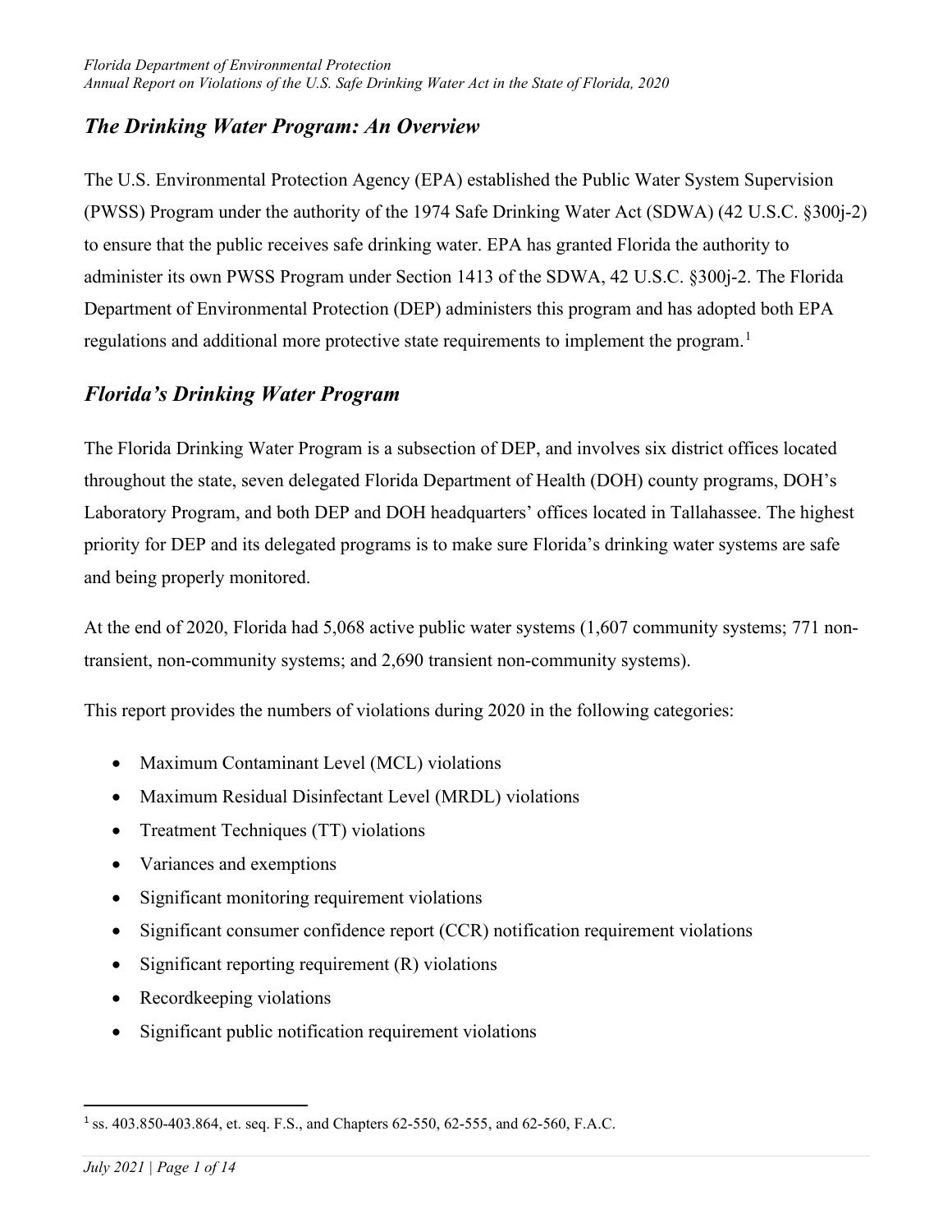## *The Drinking Water Program: An Overview*

The U.S. Environmental Protection Agency (EPA) established the Public Water System Supervision (PWSS) Program under the authority of the 1974 Safe Drinking Water Act (SDWA) (42 U.S.C. §300j-2) to ensure that the public receives safe drinking water. EPA has granted Florida the authority to administer its own PWSS Program under Section 1413 of the SDWA, 42 U.S.C. §300j-2. The Florida Department of Environmental Protection (DEP) administers this program and has adopted both EPA regulations and additional more protective state requirements to implement the program.[1]

## *Florida's Drinking Water Program*

The Florida Drinking Water Program is a subsection of DEP, and involves six district offices located throughout the state, seven delegated Florida Department of Health (DOH) county programs, DOH's Laboratory Program, and both DEP and DOH headquarters' offices located in Tallahassee. The highest priority for DEP and its delegated programs is to make sure Florida's drinking water systems are safe and being properly monitored.

At the end of 2020, Florida had 5,068 active public water systems (1,607 community systems; 771 non-transient, non-community systems; and 2,690 transient non-community systems).

This report provides the numbers of violations during 2020 in the following categories:

- Maximum Contaminant Level (MCL) violations
- Maximum Residual Disinfectant Level (MRDL) violations
- Treatment Techniques (TT) violations
- Variances and exemptions
- Significant monitoring requirement violations
- Significant consumer confidence report (CCR) notification requirement violations
- Significant reporting requirement (R) violations
- Recordkeeping violations
- Significant public notification requirement violations

---

[1] ss. 403.850-403.864, et. seq. F.S., and Chapters 62-550, 62-555, and 62-560, F.A.C.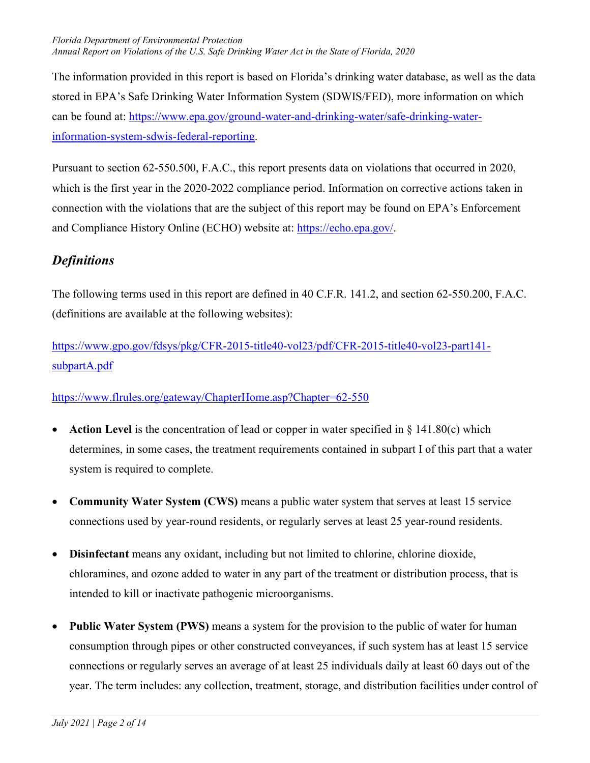The information provided in this report is based on Florida's drinking water database, as well as the data stored in EPA's Safe Drinking Water Information System (SDWIS/FED), more information on which can be found at: [https://www.epa.gov/ground-water-and-drinking-water/safe-drinking-water-information-system-sdwis-federal-reporting](https://www.epa.gov/ground-water-and-drinking-water/safe-drinking-water-information-system-sdwis-federal-reporting).

Pursuant to section 62-550.500, F.A.C., this report presents data on violations that occurred in 2020, which is the first year in the 2020-2022 compliance period. Information on corrective actions taken in connection with the violations that are the subject of this report may be found on EPA's Enforcement and Compliance History Online (ECHO) website at: [https://echo.epa.gov/](https://echo.epa.gov/).

## *Definitions*

The following terms used in this report are defined in 40 C.F.R. 141.2, and section 62-550.200, F.A.C. (definitions are available at the following websites):

[https://www.gpo.gov/fdsys/pkg/CFR-2015-title40-vol23/pdf/CFR-2015-title40-vol23-part141-subpartA.pdf](https://www.gpo.gov/fdsys/pkg/CFR-2015-title40-vol23/pdf/CFR-2015-title40-vol23-part141-subpartA.pdf)

[https://www.flrules.org/gateway/ChapterHome.asp?Chapter=62-550](https://www.flrules.org/gateway/ChapterHome.asp?Chapter=62-550)

- **Action Level** is the concentration of lead or copper in water specified in § 141.80(c) which determines, in some cases, the treatment requirements contained in subpart I of this part that a water system is required to complete.
- **Community Water System (CWS)** means a public water system that serves at least 15 service connections used by year-round residents, or regularly serves at least 25 year-round residents.
- **Disinfectant** means any oxidant, including but not limited to chlorine, chlorine dioxide, chloramines, and ozone added to water in any part of the treatment or distribution process, that is intended to kill or inactivate pathogenic microorganisms.
- **Public Water System (PWS)** means a system for the provision to the public of water for human consumption through pipes or other constructed conveyances, if such system has at least 15 service connections or regularly serves an average of at least 25 individuals daily at least 60 days out of the year. The term includes: any collection, treatment, storage, and distribution facilities under control of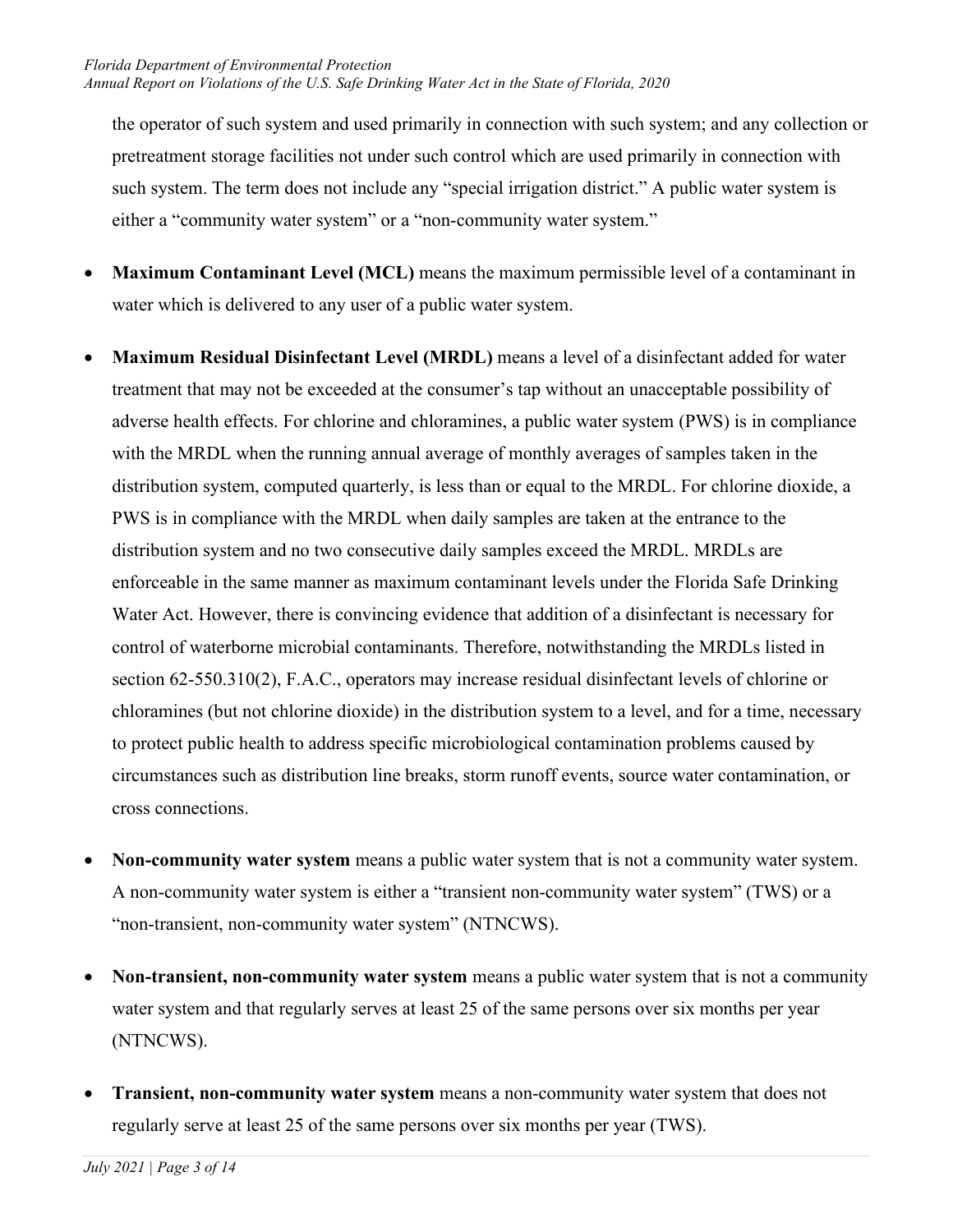the operator of such system and used primarily in connection with such system; and any collection or pretreatment storage facilities not under such control which are used primarily in connection with such system. The term does not include any "special irrigation district." A public water system is either a "community water system" or a "non-community water system."

- **Maximum Contaminant Level (MCL)** means the maximum permissible level of a contaminant in water which is delivered to any user of a public water system.

- **Maximum Residual Disinfectant Level (MRDL)** means a level of a disinfectant added for water treatment that may not be exceeded at the consumer's tap without an unacceptable possibility of adverse health effects. For chlorine and chloramines, a public water system (PWS) is in compliance with the MRDL when the running annual average of monthly averages of samples taken in the distribution system, computed quarterly, is less than or equal to the MRDL. For chlorine dioxide, a PWS is in compliance with the MRDL when daily samples are taken at the entrance to the distribution system and no two consecutive daily samples exceed the MRDL. MRDLs are enforceable in the same manner as maximum contaminant levels under the Florida Safe Drinking Water Act. However, there is convincing evidence that addition of a disinfectant is necessary for control of waterborne microbial contaminants. Therefore, notwithstanding the MRDLs listed in section 62-550.310(2), F.A.C., operators may increase residual disinfectant levels of chlorine or chloramines (but not chlorine dioxide) in the distribution system to a level, and for a time, necessary to protect public health to address specific microbiological contamination problems caused by circumstances such as distribution line breaks, storm runoff events, source water contamination, or cross connections.

- **Non-community water system** means a public water system that is not a community water system. A non-community water system is either a "transient non-community water system" (TWS) or a "non-transient, non-community water system" (NTNCWS).

- **Non-transient, non-community water system** means a public water system that is not a community water system and that regularly serves at least 25 of the same persons over six months per year (NTNCWS).

- **Transient, non-community water system** means a non-community water system that does not regularly serve at least 25 of the same persons over six months per year (TWS).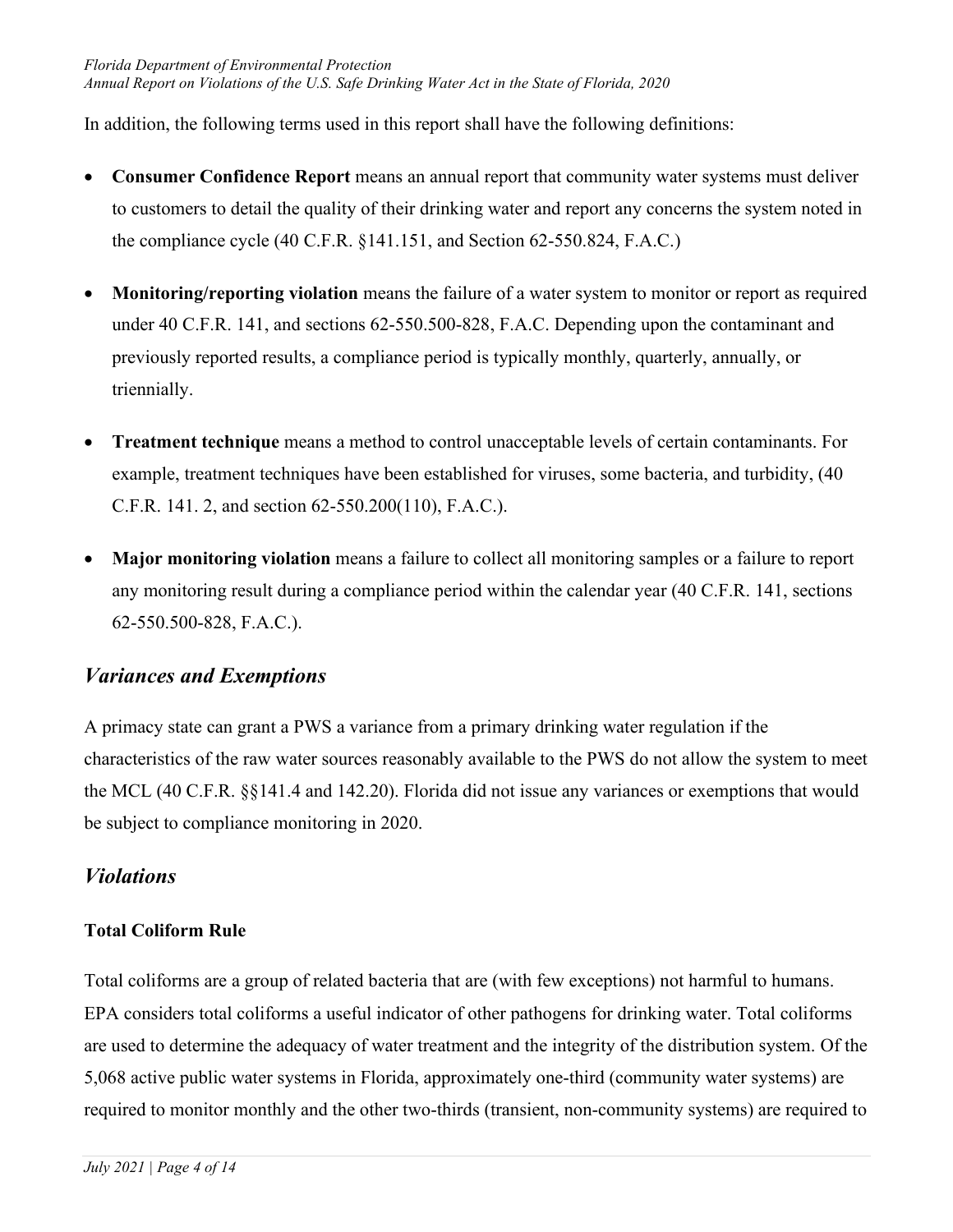In addition, the following terms used in this report shall have the following definitions:

- **Consumer Confidence Report** means an annual report that community water systems must deliver to customers to detail the quality of their drinking water and report any concerns the system noted in the compliance cycle (40 C.F.R. §141.151, and Section 62-550.824, F.A.C.)
- **Monitoring/reporting violation** means the failure of a water system to monitor or report as required under 40 C.F.R. 141, and sections 62-550.500-828, F.A.C. Depending upon the contaminant and previously reported results, a compliance period is typically monthly, quarterly, annually, or triennially.
- **Treatment technique** means a method to control unacceptable levels of certain contaminants. For example, treatment techniques have been established for viruses, some bacteria, and turbidity, (40 C.F.R. 141. 2, and section 62-550.200(110), F.A.C.).
- **Major monitoring violation** means a failure to collect all monitoring samples or a failure to report any monitoring result during a compliance period within the calendar year (40 C.F.R. 141, sections 62-550.500-828, F.A.C.).

## *Variances and Exemptions*

A primacy state can grant a PWS a variance from a primary drinking water regulation if the characteristics of the raw water sources reasonably available to the PWS do not allow the system to meet the MCL (40 C.F.R. §§141.4 and 142.20). Florida did not issue any variances or exemptions that would be subject to compliance monitoring in 2020.

## *Violations*

### Total Coliform Rule

Total coliforms are a group of related bacteria that are (with few exceptions) not harmful to humans. EPA considers total coliforms a useful indicator of other pathogens for drinking water. Total coliforms are used to determine the adequacy of water treatment and the integrity of the distribution system. Of the 5,068 active public water systems in Florida, approximately one-third (community water systems) are required to monitor monthly and the other two-thirds (transient, non-community systems) are required to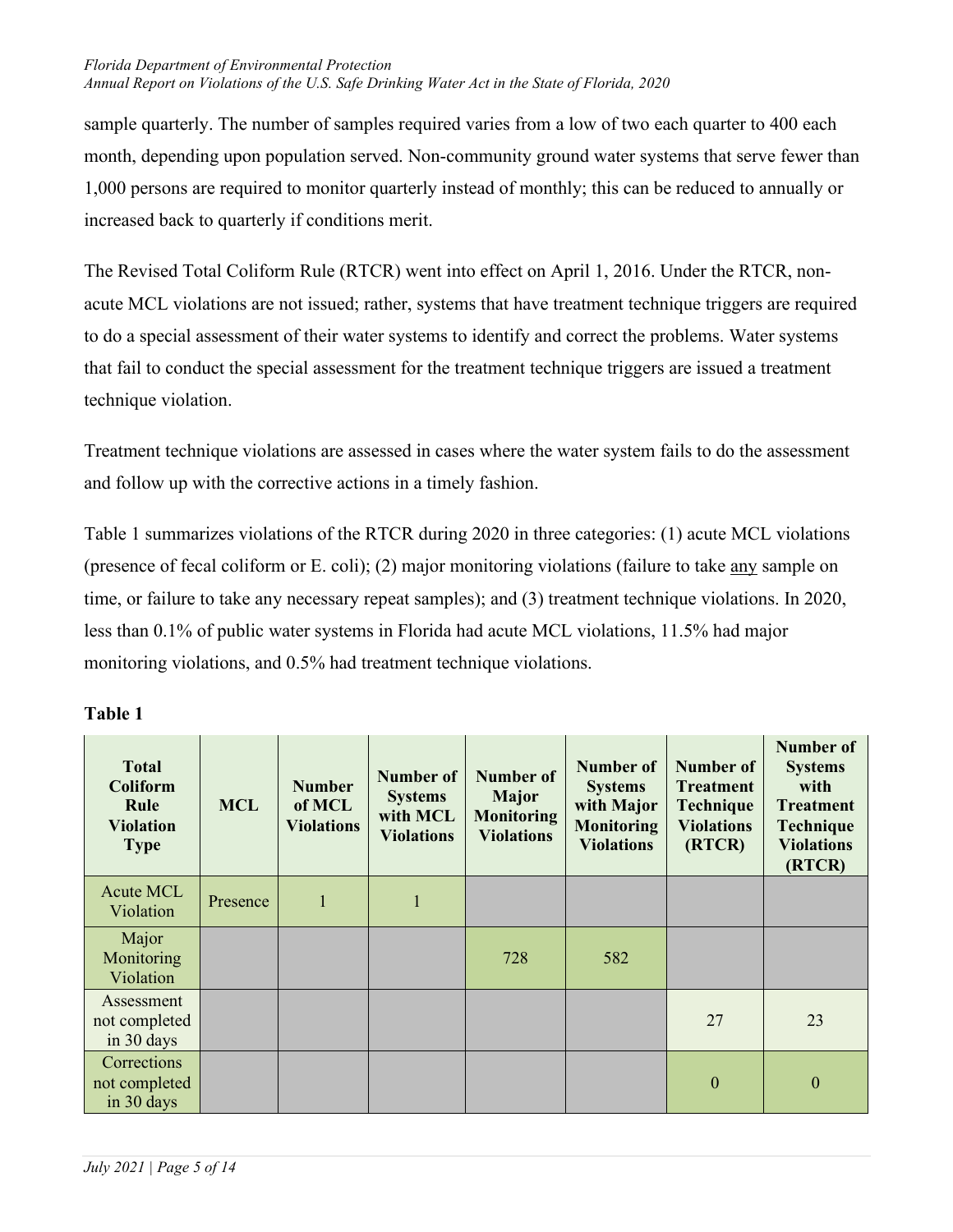sample quarterly. The number of samples required varies from a low of two each quarter to 400 each month, depending upon population served. Non-community ground water systems that serve fewer than 1,000 persons are required to monitor quarterly instead of monthly; this can be reduced to annually or increased back to quarterly if conditions merit.

The Revised Total Coliform Rule (RTCR) went into effect on April 1, 2016. Under the RTCR, non-acute MCL violations are not issued; rather, systems that have treatment technique triggers are required to do a special assessment of their water systems to identify and correct the problems. Water systems that fail to conduct the special assessment for the treatment technique triggers are issued a treatment technique violation.

Treatment technique violations are assessed in cases where the water system fails to do the assessment and follow up with the corrective actions in a timely fashion.

Table 1 summarizes violations of the RTCR during 2020 in three categories: (1) acute MCL violations (presence of fecal coliform or E. coli); (2) major monitoring violations (failure to take any sample on time, or failure to take any necessary repeat samples); and (3) treatment technique violations. In 2020, less than 0.1% of public water systems in Florida had acute MCL violations, 11.5% had major monitoring violations, and 0.5% had treatment technique violations.

**Table 1**

| Total Coliform Rule Violation Type | MCL | Number of MCL Violations | Number of Systems with MCL Violations | Number of Major Monitoring Violations | Number of Systems with Major Monitoring Violations | Number of Treatment Technique Violations (RTCR) | Number of Systems with Treatment Technique Violations (RTCR) |
|---|---|---|---|---|---|---|---|
| Acute MCL Violation | Presence | 1 | 1 | | | | |
| Major Monitoring Violation | | | | 728 | 582 | | |
| Assessment not completed in 30 days | | | | | | 27 | 23 |
| Corrections not completed in 30 days | | | | | | 0 | 0 |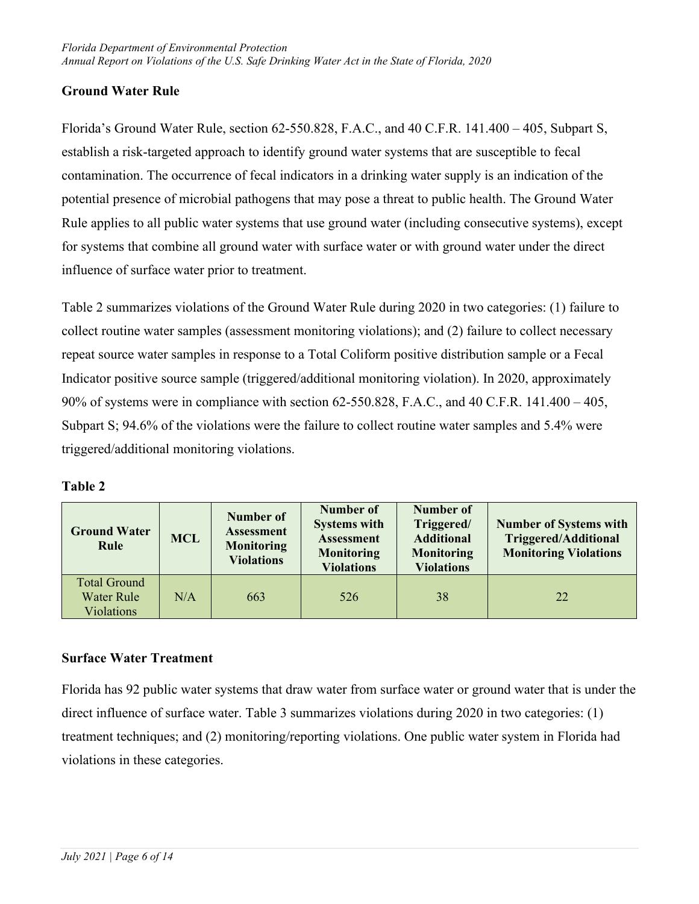## Ground Water Rule

Florida's Ground Water Rule, section 62-550.828, F.A.C., and 40 C.F.R. 141.400 – 405, Subpart S, establish a risk-targeted approach to identify ground water systems that are susceptible to fecal contamination. The occurrence of fecal indicators in a drinking water supply is an indication of the potential presence of microbial pathogens that may pose a threat to public health. The Ground Water Rule applies to all public water systems that use ground water (including consecutive systems), except for systems that combine all ground water with surface water or with ground water under the direct influence of surface water prior to treatment.

Table 2 summarizes violations of the Ground Water Rule during 2020 in two categories: (1) failure to collect routine water samples (assessment monitoring violations); and (2) failure to collect necessary repeat source water samples in response to a Total Coliform positive distribution sample or a Fecal Indicator positive source sample (triggered/additional monitoring violation). In 2020, approximately 90% of systems were in compliance with section 62-550.828, F.A.C., and 40 C.F.R. 141.400 – 405, Subpart S; 94.6% of the violations were the failure to collect routine water samples and 5.4% were triggered/additional monitoring violations.

**Table 2**

| Ground Water Rule | MCL | Number of Assessment Monitoring Violations | Number of Systems with Assessment Monitoring Violations | Number of Triggered/ Additional Monitoring Violations | Number of Systems with Triggered/Additional Monitoring Violations |
|---|---|---|---|---|---|
| Total Ground Water Rule Violations | N/A | 663 | 526 | 38 | 22 |

## Surface Water Treatment

Florida has 92 public water systems that draw water from surface water or ground water that is under the direct influence of surface water. Table 3 summarizes violations during 2020 in two categories: (1) treatment techniques; and (2) monitoring/reporting violations. One public water system in Florida had violations in these categories.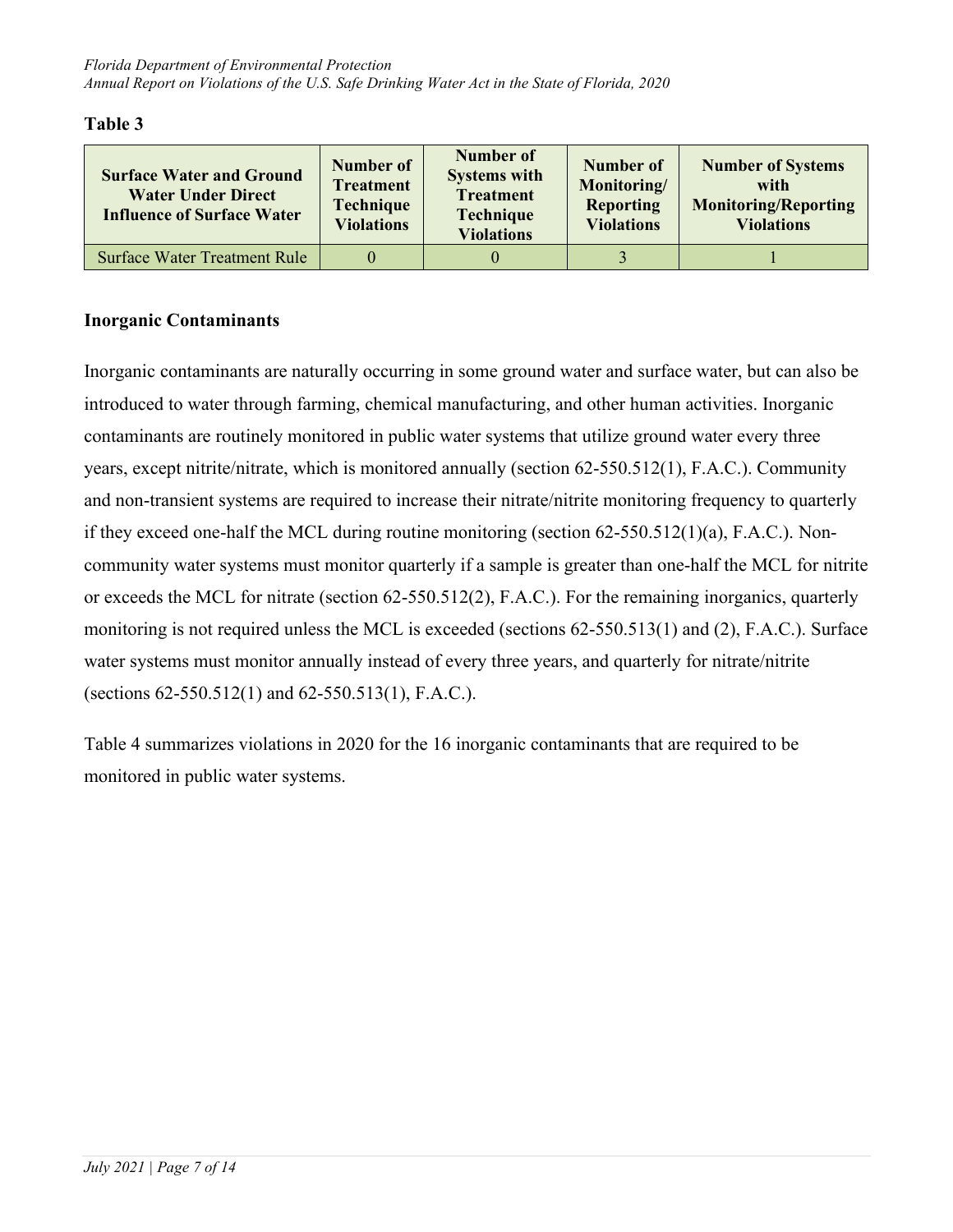**Table 3**

| Surface Water and Ground Water Under Direct Influence of Surface Water | Number of Treatment Technique Violations | Number of Systems with Treatment Technique Violations | Number of Monitoring/ Reporting Violations | Number of Systems with Monitoring/Reporting Violations |
|---|---|---|---|---|
| Surface Water Treatment Rule | 0 | 0 | 3 | 1 |

## Inorganic Contaminants

Inorganic contaminants are naturally occurring in some ground water and surface water, but can also be introduced to water through farming, chemical manufacturing, and other human activities. Inorganic contaminants are routinely monitored in public water systems that utilize ground water every three years, except nitrite/nitrate, which is monitored annually (section 62-550.512(1), F.A.C.). Community and non-transient systems are required to increase their nitrate/nitrite monitoring frequency to quarterly if they exceed one-half the MCL during routine monitoring (section 62-550.512(1)(a), F.A.C.). Non-community water systems must monitor quarterly if a sample is greater than one-half the MCL for nitrite or exceeds the MCL for nitrate (section 62-550.512(2), F.A.C.). For the remaining inorganics, quarterly monitoring is not required unless the MCL is exceeded (sections 62-550.513(1) and (2), F.A.C.). Surface water systems must monitor annually instead of every three years, and quarterly for nitrate/nitrite (sections 62-550.512(1) and 62-550.513(1), F.A.C.).

Table 4 summarizes violations in 2020 for the 16 inorganic contaminants that are required to be monitored in public water systems.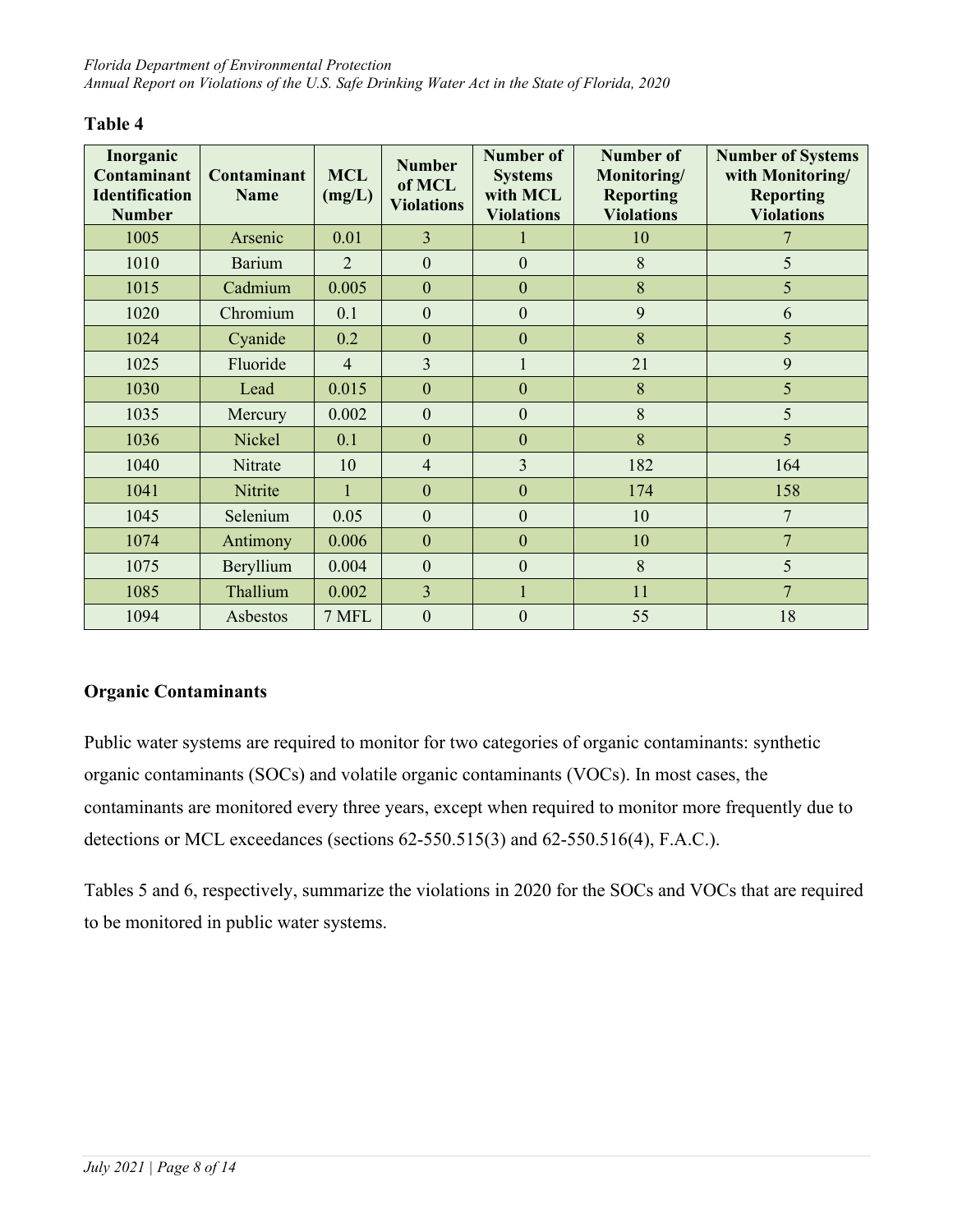**Table 4**

| Inorganic Contaminant Identification Number | Contaminant Name | MCL (mg/L) | Number of MCL Violations | Number of Systems with MCL Violations | Number of Monitoring/ Reporting Violations | Number of Systems with Monitoring/ Reporting Violations |
|---|---|---|---|---|---|---|
| 1005 | Arsenic | 0.01 | 3 | 1 | 10 | 7 |
| 1010 | Barium | 2 | 0 | 0 | 8 | 5 |
| 1015 | Cadmium | 0.005 | 0 | 0 | 8 | 5 |
| 1020 | Chromium | 0.1 | 0 | 0 | 9 | 6 |
| 1024 | Cyanide | 0.2 | 0 | 0 | 8 | 5 |
| 1025 | Fluoride | 4 | 3 | 1 | 21 | 9 |
| 1030 | Lead | 0.015 | 0 | 0 | 8 | 5 |
| 1035 | Mercury | 0.002 | 0 | 0 | 8 | 5 |
| 1036 | Nickel | 0.1 | 0 | 0 | 8 | 5 |
| 1040 | Nitrate | 10 | 4 | 3 | 182 | 164 |
| 1041 | Nitrite | 1 | 0 | 0 | 174 | 158 |
| 1045 | Selenium | 0.05 | 0 | 0 | 10 | 7 |
| 1074 | Antimony | 0.006 | 0 | 0 | 10 | 7 |
| 1075 | Beryllium | 0.004 | 0 | 0 | 8 | 5 |
| 1085 | Thallium | 0.002 | 3 | 1 | 11 | 7 |
| 1094 | Asbestos | 7 MFL | 0 | 0 | 55 | 18 |

**Organic Contaminants**

Public water systems are required to monitor for two categories of organic contaminants: synthetic organic contaminants (SOCs) and volatile organic contaminants (VOCs). In most cases, the contaminants are monitored every three years, except when required to monitor more frequently due to detections or MCL exceedances (sections 62-550.515(3) and 62-550.516(4), F.A.C.).

Tables 5 and 6, respectively, summarize the violations in 2020 for the SOCs and VOCs that are required to be monitored in public water systems.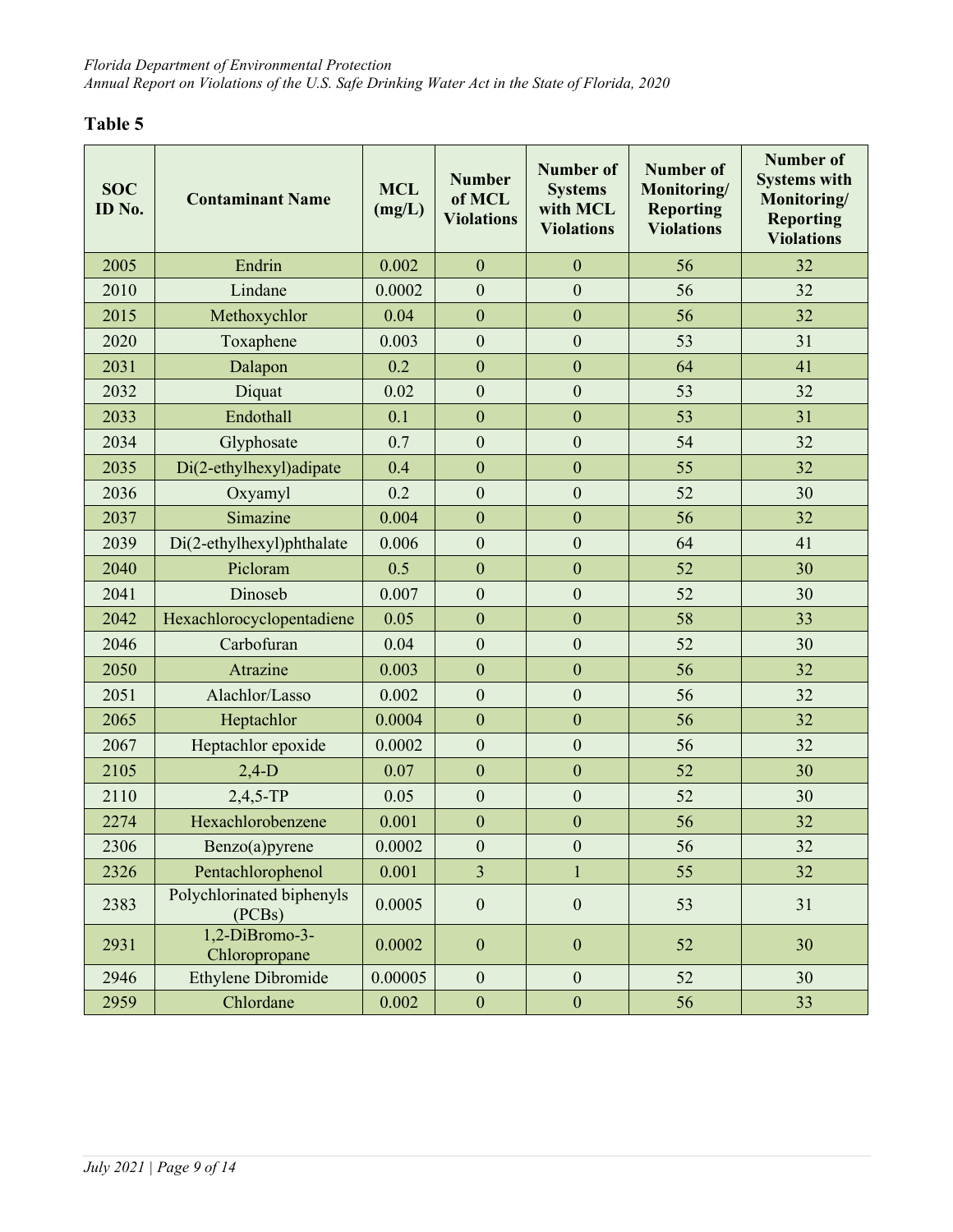## Table 5

| SOC ID No. | Contaminant Name | MCL (mg/L) | Number of MCL Violations | Number of Systems with MCL Violations | Number of Monitoring/ Reporting Violations | Number of Systems with Monitoring/ Reporting Violations |
|---|---|---|---|---|---|---|
| 2005 | Endrin | 0.002 | 0 | 0 | 56 | 32 |
| 2010 | Lindane | 0.0002 | 0 | 0 | 56 | 32 |
| 2015 | Methoxychlor | 0.04 | 0 | 0 | 56 | 32 |
| 2020 | Toxaphene | 0.003 | 0 | 0 | 53 | 31 |
| 2031 | Dalapon | 0.2 | 0 | 0 | 64 | 41 |
| 2032 | Diquat | 0.02 | 0 | 0 | 53 | 32 |
| 2033 | Endothall | 0.1 | 0 | 0 | 53 | 31 |
| 2034 | Glyphosate | 0.7 | 0 | 0 | 54 | 32 |
| 2035 | Di(2-ethylhexyl)adipate | 0.4 | 0 | 0 | 55 | 32 |
| 2036 | Oxyamyl | 0.2 | 0 | 0 | 52 | 30 |
| 2037 | Simazine | 0.004 | 0 | 0 | 56 | 32 |
| 2039 | Di(2-ethylhexyl)phthalate | 0.006 | 0 | 0 | 64 | 41 |
| 2040 | Picloram | 0.5 | 0 | 0 | 52 | 30 |
| 2041 | Dinoseb | 0.007 | 0 | 0 | 52 | 30 |
| 2042 | Hexachlorocyclopentadiene | 0.05 | 0 | 0 | 58 | 33 |
| 2046 | Carbofuran | 0.04 | 0 | 0 | 52 | 30 |
| 2050 | Atrazine | 0.003 | 0 | 0 | 56 | 32 |
| 2051 | Alachlor/Lasso | 0.002 | 0 | 0 | 56 | 32 |
| 2065 | Heptachlor | 0.0004 | 0 | 0 | 56 | 32 |
| 2067 | Heptachlor epoxide | 0.0002 | 0 | 0 | 56 | 32 |
| 2105 | 2,4-D | 0.07 | 0 | 0 | 52 | 30 |
| 2110 | 2,4,5-TP | 0.05 | 0 | 0 | 52 | 30 |
| 2274 | Hexachlorobenzene | 0.001 | 0 | 0 | 56 | 32 |
| 2306 | Benzo(a)pyrene | 0.0002 | 0 | 0 | 56 | 32 |
| 2326 | Pentachlorophenol | 0.001 | 3 | 1 | 55 | 32 |
| 2383 | Polychlorinated biphenyls (PCBs) | 0.0005 | 0 | 0 | 53 | 31 |
| 2931 | 1,2-DiBromo-3-Chloropropane | 0.0002 | 0 | 0 | 52 | 30 |
| 2946 | Ethylene Dibromide | 0.00005 | 0 | 0 | 52 | 30 |
| 2959 | Chlordane | 0.002 | 0 | 0 | 56 | 33 |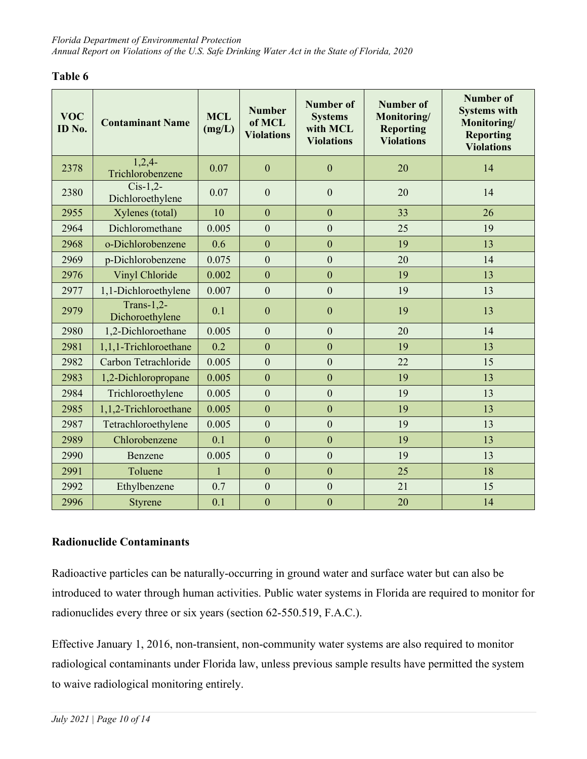**Table 6**

| VOC ID No. | Contaminant Name | MCL (mg/L) | Number of MCL Violations | Number of Systems with MCL Violations | Number of Monitoring/ Reporting Violations | Number of Systems with Monitoring/ Reporting Violations |
|---|---|---|---|---|---|---|
| 2378 | 1,2,4-Trichlorobenzene | 0.07 | 0 | 0 | 20 | 14 |
| 2380 | Cis-1,2-Dichloroethylene | 0.07 | 0 | 0 | 20 | 14 |
| 2955 | Xylenes (total) | 10 | 0 | 0 | 33 | 26 |
| 2964 | Dichloromethane | 0.005 | 0 | 0 | 25 | 19 |
| 2968 | o-Dichlorobenzene | 0.6 | 0 | 0 | 19 | 13 |
| 2969 | p-Dichlorobenzene | 0.075 | 0 | 0 | 20 | 14 |
| 2976 | Vinyl Chloride | 0.002 | 0 | 0 | 19 | 13 |
| 2977 | 1,1-Dichloroethylene | 0.007 | 0 | 0 | 19 | 13 |
| 2979 | Trans-1,2-Dichoroethylene | 0.1 | 0 | 0 | 19 | 13 |
| 2980 | 1,2-Dichloroethane | 0.005 | 0 | 0 | 20 | 14 |
| 2981 | 1,1,1-Trichloroethane | 0.2 | 0 | 0 | 19 | 13 |
| 2982 | Carbon Tetrachloride | 0.005 | 0 | 0 | 22 | 15 |
| 2983 | 1,2-Dichloropropane | 0.005 | 0 | 0 | 19 | 13 |
| 2984 | Trichloroethylene | 0.005 | 0 | 0 | 19 | 13 |
| 2985 | 1,1,2-Trichloroethane | 0.005 | 0 | 0 | 19 | 13 |
| 2987 | Tetrachloroethylene | 0.005 | 0 | 0 | 19 | 13 |
| 2989 | Chlorobenzene | 0.1 | 0 | 0 | 19 | 13 |
| 2990 | Benzene | 0.005 | 0 | 0 | 19 | 13 |
| 2991 | Toluene | 1 | 0 | 0 | 25 | 18 |
| 2992 | Ethylbenzene | 0.7 | 0 | 0 | 21 | 15 |
| 2996 | Styrene | 0.1 | 0 | 0 | 20 | 14 |

## Radionuclide Contaminants

Radioactive particles can be naturally-occurring in ground water and surface water but can also be introduced to water through human activities. Public water systems in Florida are required to monitor for radionuclides every three or six years (section 62-550.519, F.A.C.).

Effective January 1, 2016, non-transient, non-community water systems are also required to monitor radiological contaminants under Florida law, unless previous sample results have permitted the system to waive radiological monitoring entirely.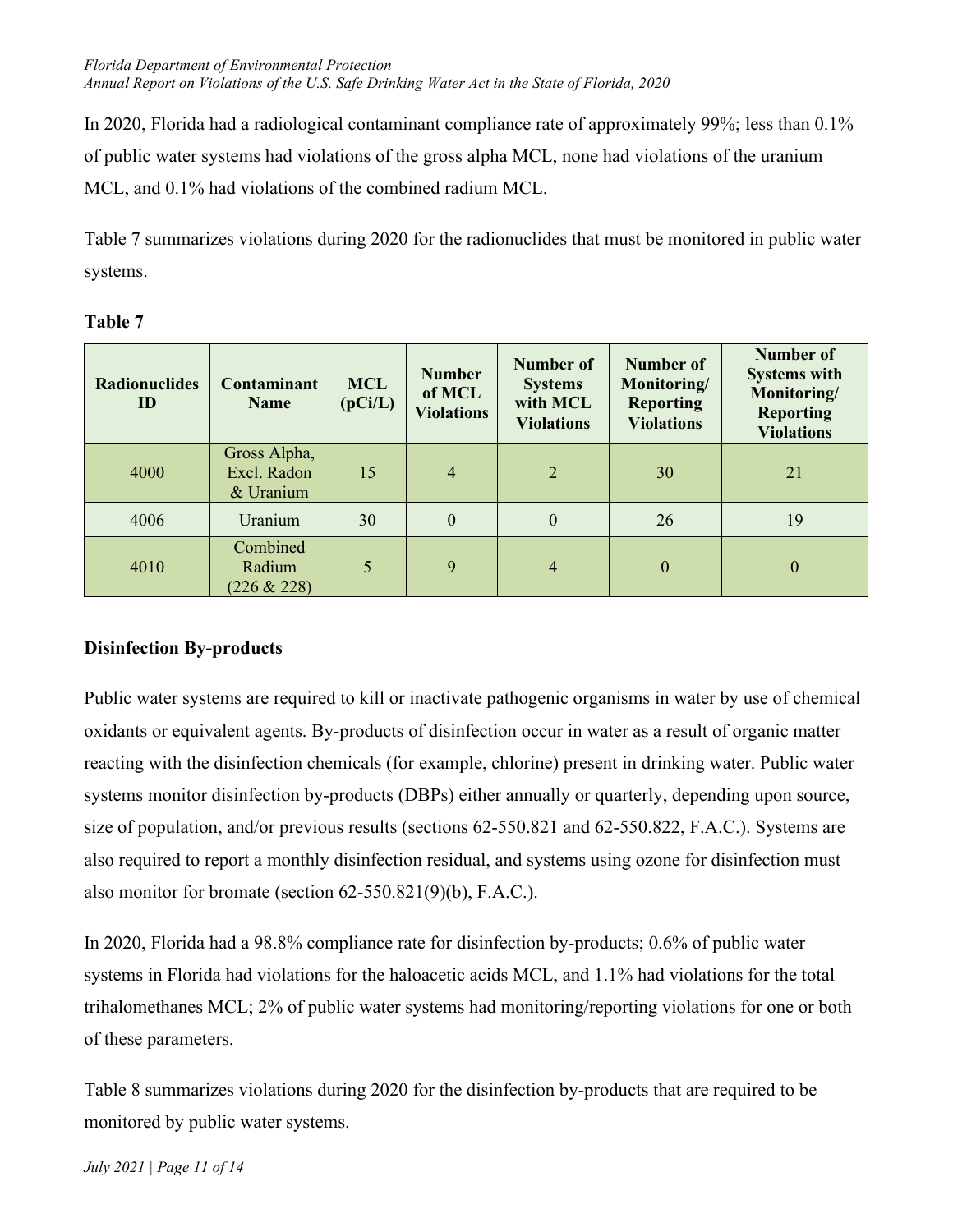In 2020, Florida had a radiological contaminant compliance rate of approximately 99%; less than 0.1% of public water systems had violations of the gross alpha MCL, none had violations of the uranium MCL, and 0.1% had violations of the combined radium MCL.

Table 7 summarizes violations during 2020 for the radionuclides that must be monitored in public water systems.

**Table 7**

| Radionuclides ID | Contaminant Name | MCL (pCi/L) | Number of MCL Violations | Number of Systems with MCL Violations | Number of Monitoring/ Reporting Violations | Number of Systems with Monitoring/ Reporting Violations |
|---|---|---|---|---|---|---|
| 4000 | Gross Alpha, Excl. Radon & Uranium | 15 | 4 | 2 | 30 | 21 |
| 4006 | Uranium | 30 | 0 | 0 | 26 | 19 |
| 4010 | Combined Radium (226 & 228) | 5 | 9 | 4 | 0 | 0 |

### Disinfection By-products

Public water systems are required to kill or inactivate pathogenic organisms in water by use of chemical oxidants or equivalent agents. By-products of disinfection occur in water as a result of organic matter reacting with the disinfection chemicals (for example, chlorine) present in drinking water. Public water systems monitor disinfection by-products (DBPs) either annually or quarterly, depending upon source, size of population, and/or previous results (sections 62-550.821 and 62-550.822, F.A.C.). Systems are also required to report a monthly disinfection residual, and systems using ozone for disinfection must also monitor for bromate (section 62-550.821(9)(b), F.A.C.).

In 2020, Florida had a 98.8% compliance rate for disinfection by-products; 0.6% of public water systems in Florida had violations for the haloacetic acids MCL, and 1.1% had violations for the total trihalomethanes MCL; 2% of public water systems had monitoring/reporting violations for one or both of these parameters.

Table 8 summarizes violations during 2020 for the disinfection by-products that are required to be monitored by public water systems.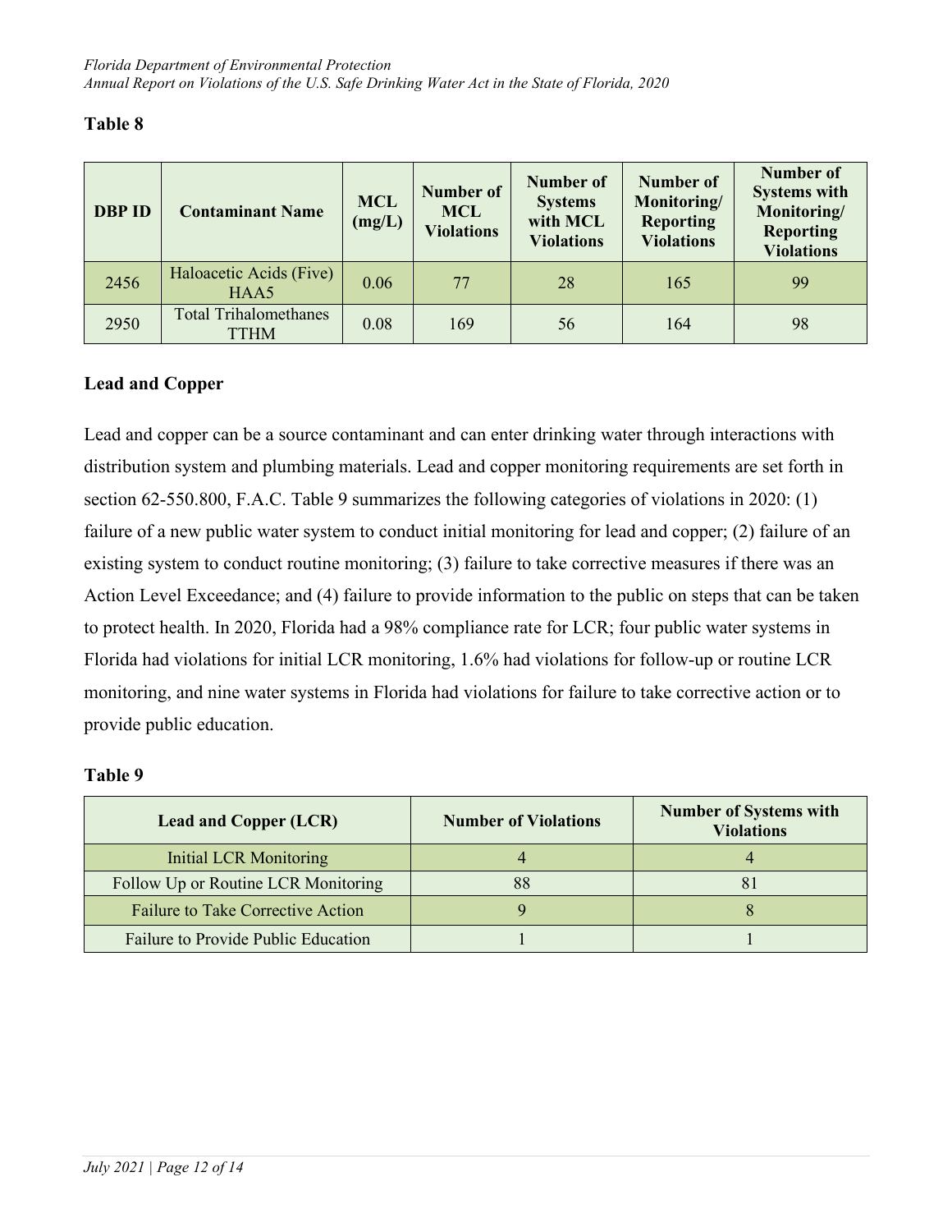**Table 8**

| DBP ID | Contaminant Name | MCL (mg/L) | Number of MCL Violations | Number of Systems with MCL Violations | Number of Monitoring/ Reporting Violations | Number of Systems with Monitoring/ Reporting Violations |
|---|---|---|---|---|---|---|
| 2456 | Haloacetic Acids (Five) HAA5 | 0.06 | 77 | 28 | 165 | 99 |
| 2950 | Total Trihalomethanes TTHM | 0.08 | 169 | 56 | 164 | 98 |

## Lead and Copper

Lead and copper can be a source contaminant and can enter drinking water through interactions with distribution system and plumbing materials. Lead and copper monitoring requirements are set forth in section 62-550.800, F.A.C. Table 9 summarizes the following categories of violations in 2020: (1) failure of a new public water system to conduct initial monitoring for lead and copper; (2) failure of an existing system to conduct routine monitoring; (3) failure to take corrective measures if there was an Action Level Exceedance; and (4) failure to provide information to the public on steps that can be taken to protect health. In 2020, Florida had a 98% compliance rate for LCR; four public water systems in Florida had violations for initial LCR monitoring, 1.6% had violations for follow-up or routine LCR monitoring, and nine water systems in Florida had violations for failure to take corrective action or to provide public education.

**Table 9**

| Lead and Copper (LCR) | Number of Violations | Number of Systems with Violations |
|---|---|---|
| Initial LCR Monitoring | 4 | 4 |
| Follow Up or Routine LCR Monitoring | 88 | 81 |
| Failure to Take Corrective Action | 9 | 8 |
| Failure to Provide Public Education | 1 | 1 |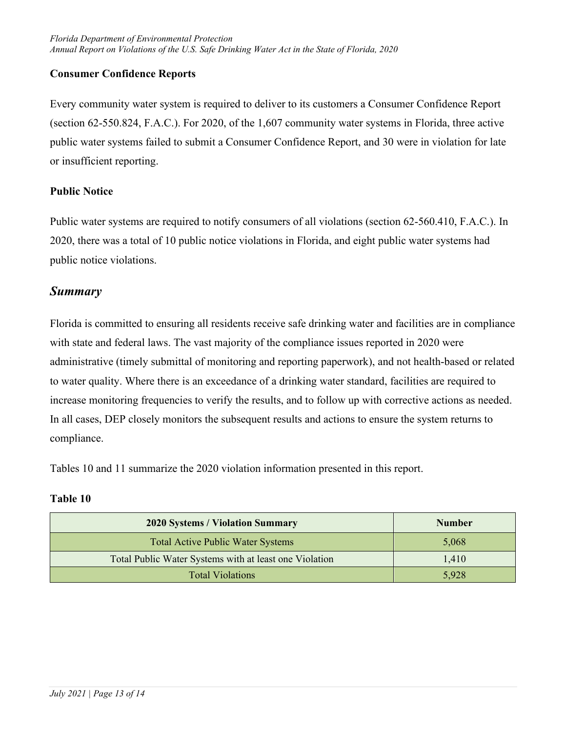### Consumer Confidence Reports

Every community water system is required to deliver to its customers a Consumer Confidence Report (section 62-550.824, F.A.C.). For 2020, of the 1,607 community water systems in Florida, three active public water systems failed to submit a Consumer Confidence Report, and 30 were in violation for late or insufficient reporting.

### Public Notice

Public water systems are required to notify consumers of all violations (section 62-560.410, F.A.C.). In 2020, there was a total of 10 public notice violations in Florida, and eight public water systems had public notice violations.

## *Summary*

Florida is committed to ensuring all residents receive safe drinking water and facilities are in compliance with state and federal laws. The vast majority of the compliance issues reported in 2020 were administrative (timely submittal of monitoring and reporting paperwork), and not health-based or related to water quality. Where there is an exceedance of a drinking water standard, facilities are required to increase monitoring frequencies to verify the results, and to follow up with corrective actions as needed. In all cases, DEP closely monitors the subsequent results and actions to ensure the system returns to compliance.

Tables 10 and 11 summarize the 2020 violation information presented in this report.

**Table 10**

| 2020 Systems / Violation Summary | Number |
|---|---|
| Total Active Public Water Systems | 5,068 |
| Total Public Water Systems with at least one Violation | 1,410 |
| Total Violations | 5,928 |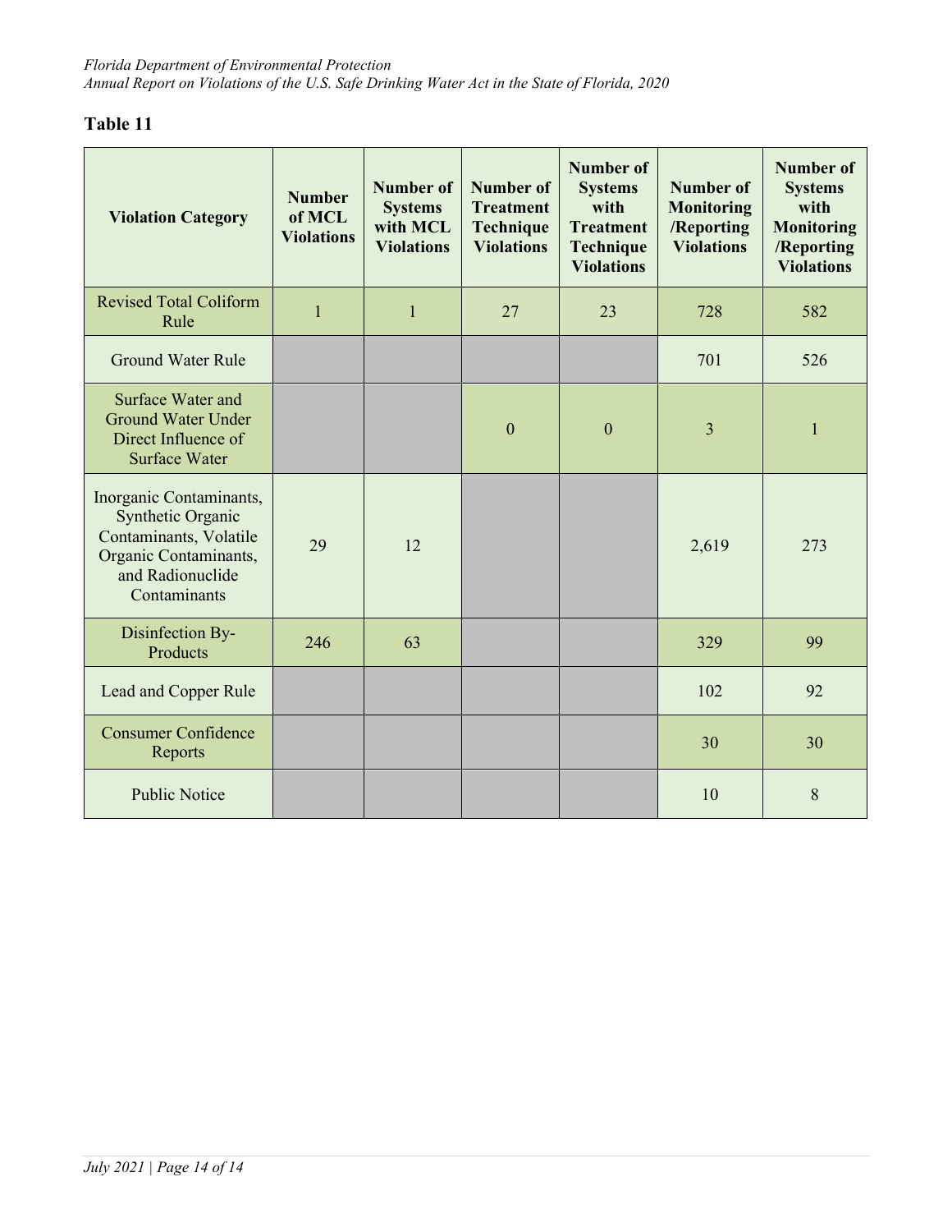## Table 11

| Violation Category | Number of MCL Violations | Number of Systems with MCL Violations | Number of Treatment Technique Violations | Number of Systems with Treatment Technique Violations | Number of Monitoring /Reporting Violations | Number of Systems with Monitoring /Reporting Violations |
|---|---|---|---|---|---|---|
| Revised Total Coliform Rule | 1 | 1 | 27 | 23 | 728 | 582 |
| Ground Water Rule | | | | | 701 | 526 |
| Surface Water and Ground Water Under Direct Influence of Surface Water | | | 0 | 0 | 3 | 1 |
| Inorganic Contaminants, Synthetic Organic Contaminants, Volatile Organic Contaminants, and Radionuclide Contaminants | 29 | 12 | | | 2,619 | 273 |
| Disinfection By-Products | 246 | 63 | | | 329 | 99 |
| Lead and Copper Rule | | | | | 102 | 92 |
| Consumer Confidence Reports | | | | | 30 | 30 |
| Public Notice | | | | | 10 | 8 |